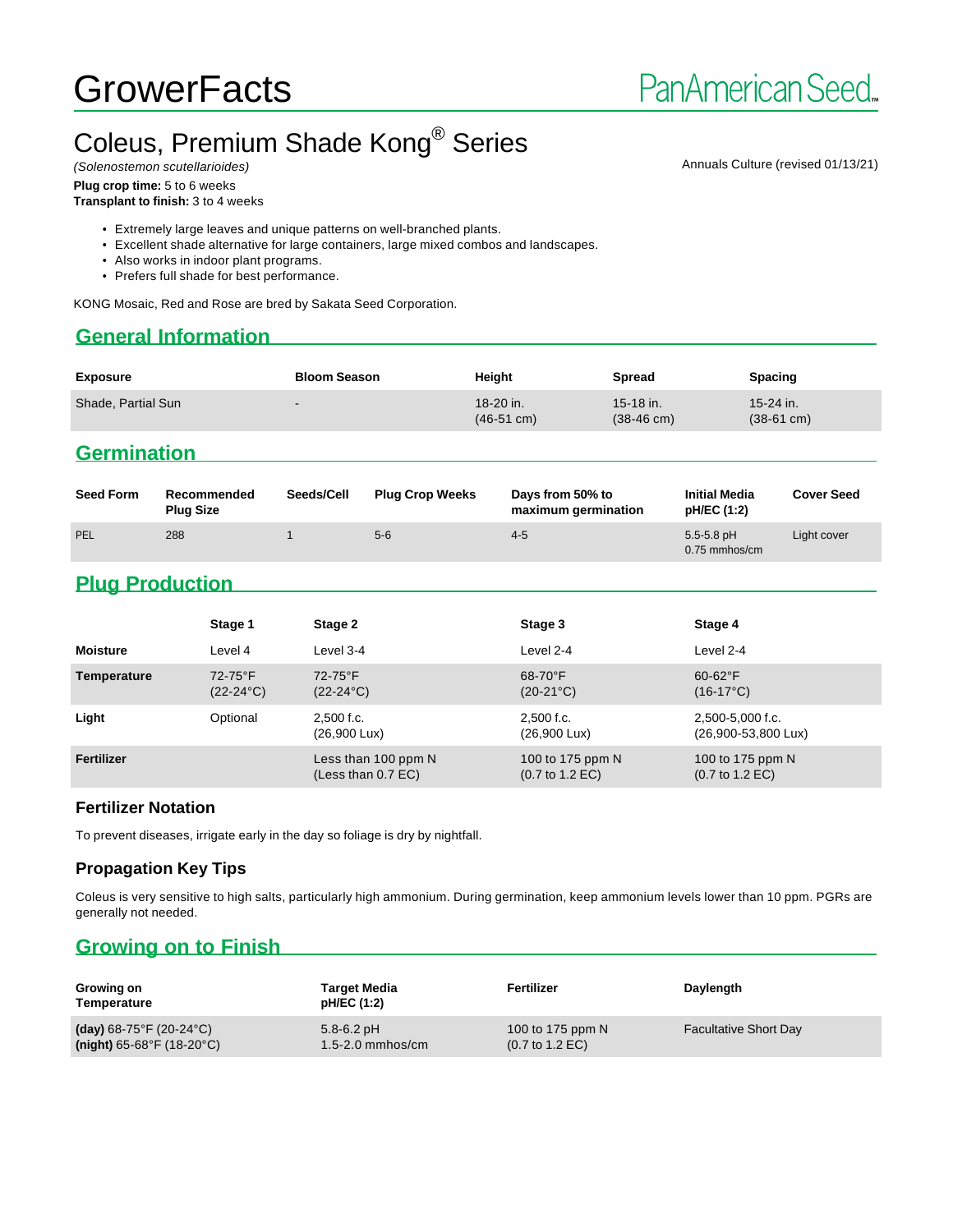# GrowerFacts

PanAmerican Seed

## Coleus, Premium Shade Kong® Series

*(Solenostemon scutellarioides)*

Annuals Culture (revised 01/13/21)

**Plug crop time:** 5 to 6 weeks
**Transplant to finish:** 3 to 4 weeks

- Extremely large leaves and unique patterns on well-branched plants.
- Excellent shade alternative for large containers, large mixed combos and landscapes.
- Also works in indoor plant programs.
- Prefers full shade for best performance.

KONG Mosaic, Red and Rose are bred by Sakata Seed Corporation.

## General Information

| Exposure | Bloom Season | Height | Spread | Spacing |
|---|---|---|---|---|
| Shade, Partial Sun | - | 18-20 in. (46-51 cm) | 15-18 in. (38-46 cm) | 15-24 in. (38-61 cm) |

## Germination

| Seed Form | Recommended Plug Size | Seeds/Cell | Plug Crop Weeks | Days from 50% to maximum germination | Initial Media pH/EC (1:2) | Cover Seed |
|---|---|---|---|---|---|---|
| PEL | 288 | 1 | 5-6 | 4-5 | 5.5-5.8 pH 0.75 mmhos/cm | Light cover |

## Plug Production

| | Stage 1 | Stage 2 | Stage 3 | Stage 4 |
|---|---|---|---|---|
| **Moisture** | Level 4 | Level 3-4 | Level 2-4 | Level 2-4 |
| **Temperature** | 72-75°F (22-24°C) | 72-75°F (22-24°C) | 68-70°F (20-21°C) | 60-62°F (16-17°C) |
| **Light** | Optional | 2,500 f.c. (26,900 Lux) | 2,500 f.c. (26,900 Lux) | 2,500-5,000 f.c. (26,900-53,800 Lux) |
| **Fertilizer** | | Less than 100 ppm N (Less than 0.7 EC) | 100 to 175 ppm N (0.7 to 1.2 EC) | 100 to 175 ppm N (0.7 to 1.2 EC) |

### Fertilizer Notation

To prevent diseases, irrigate early in the day so foliage is dry by nightfall.

### Propagation Key Tips

Coleus is very sensitive to high salts, particularly high ammonium. During germination, keep ammonium levels lower than 10 ppm. PGRs are generally not needed.

## Growing on to Finish

| Growing on Temperature | Target Media pH/EC (1:2) | Fertilizer | Daylength |
|---|---|---|---|
| **(day)** 68-75°F (20-24°C) **(night)** 65-68°F (18-20°C) | 5.8-6.2 pH 1.5-2.0 mmhos/cm | 100 to 175 ppm N (0.7 to 1.2 EC) | Facultative Short Day |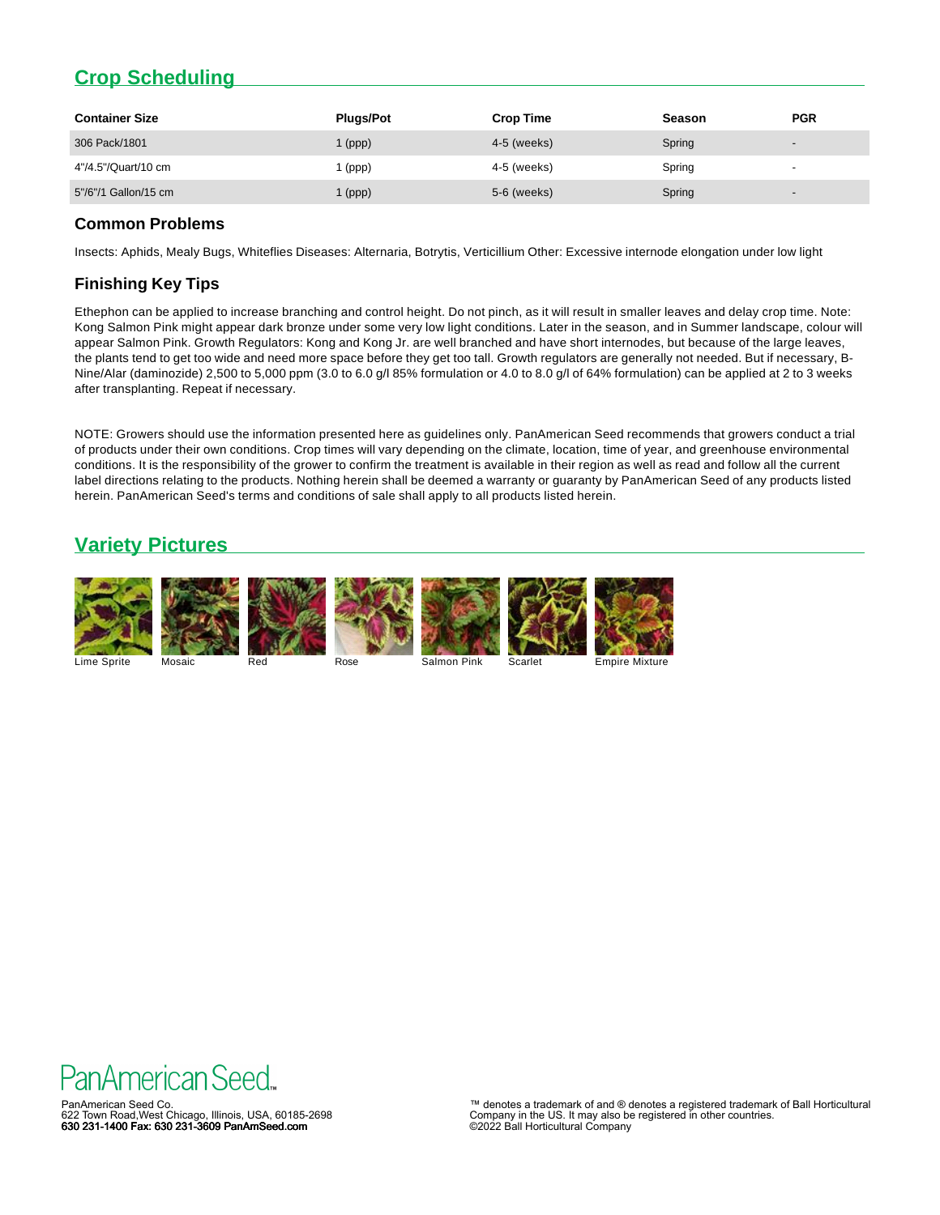## Crop Scheduling

| Container Size | Plugs/Pot | Crop Time | Season | PGR |
|---|---|---|---|---|
| 306 Pack/1801 | 1 (ppp) | 4-5 (weeks) | Spring | - |
| 4"/4.5"/Quart/10 cm | 1 (ppp) | 4-5 (weeks) | Spring | - |
| 5"/6"/1 Gallon/15 cm | 1 (ppp) | 5-6 (weeks) | Spring | - |

### Common Problems

Insects: Aphids, Mealy Bugs, Whiteflies Diseases: Alternaria, Botrytis, Verticillium Other: Excessive internode elongation under low light

### Finishing Key Tips

Ethephon can be applied to increase branching and control height. Do not pinch, as it will result in smaller leaves and delay crop time. Note: Kong Salmon Pink might appear dark bronze under some very low light conditions. Later in the season, and in Summer landscape, colour will appear Salmon Pink. Growth Regulators: Kong and Kong Jr. are well branched and have short internodes, but because of the large leaves, the plants tend to get too wide and need more space before they get too tall. Growth regulators are generally not needed. But if necessary, B-Nine/Alar (daminozide) 2,500 to 5,000 ppm (3.0 to 6.0 g/l 85% formulation or 4.0 to 8.0 g/l of 64% formulation) can be applied at 2 to 3 weeks after transplanting. Repeat if necessary.

NOTE: Growers should use the information presented here as guidelines only. PanAmerican Seed recommends that growers conduct a trial of products under their own conditions. Crop times will vary depending on the climate, location, time of year, and greenhouse environmental conditions. It is the responsibility of the grower to confirm the treatment is available in their region as well as read and follow all the current label directions relating to the products. Nothing herein shall be deemed a warranty or guaranty by PanAmerican Seed of any products listed herein. PanAmerican Seed's terms and conditions of sale shall apply to all products listed herein.

## Variety Pictures

Lime Sprite

Mosaic

Red

Rose

Salmon Pink

Scarlet

Empire Mixture

PanAmerican Seed.

PanAmerican Seed Co.
622 Town Road,West Chicago, Illinois, USA, 60185-2698
630 231-1400 Fax: 630 231-3609 PanAmSeed.com

™ denotes a trademark of and ® denotes a registered trademark of Ball Horticultural Company in the US. It may also be registered in other countries.
©2022 Ball Horticultural Company